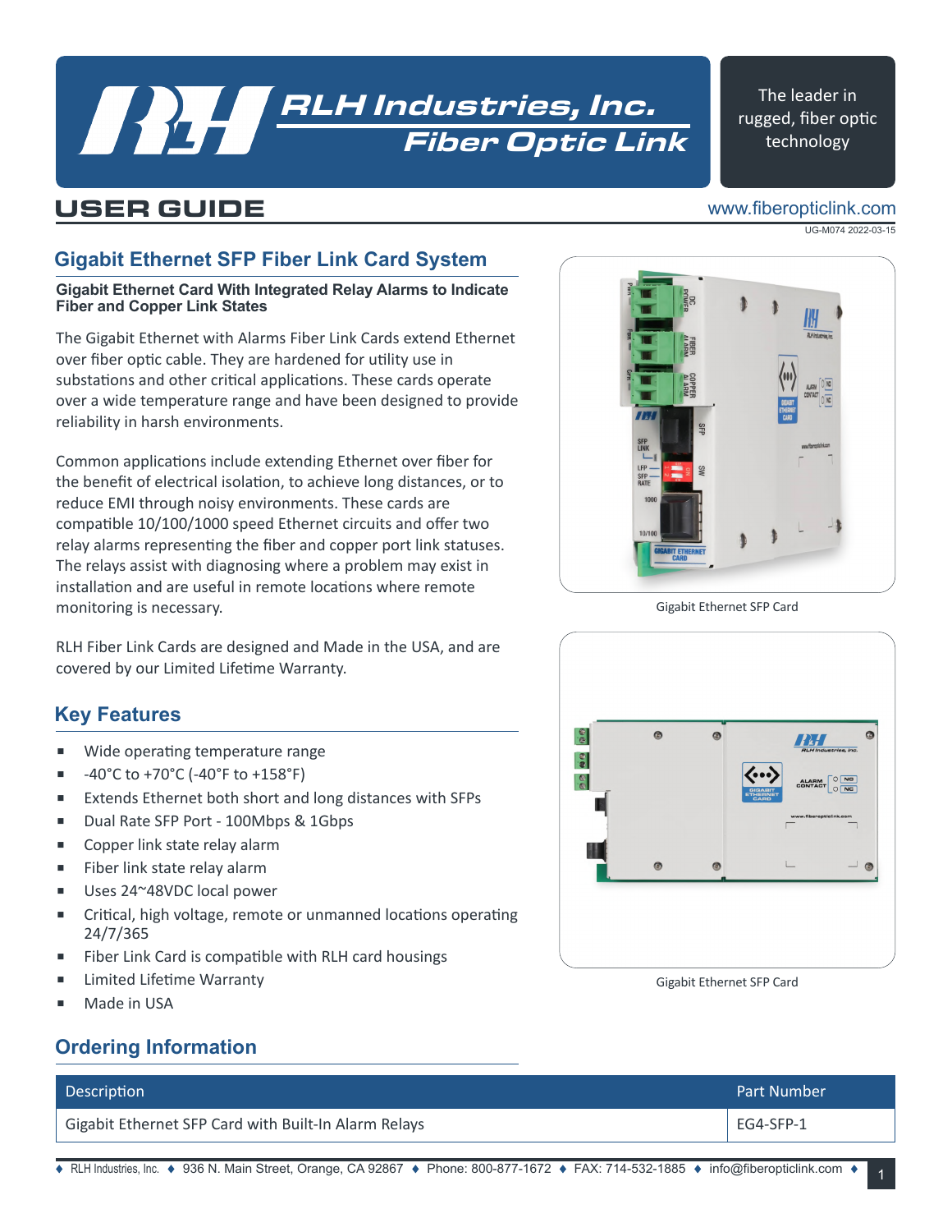# RLH Industries, Inc. Fiber Optic Link

The leader in rugged, fiber optic technology

## USER GUIDE

www.fiberopticlink.com

UG-M074 2022-03-15

## Gigabit Ethernet SFP Fiber Link Card System

**Gigabit Ethernet Card With Integrated Relay Alarms to Indicate Fiber and Copper Link States**

The Gigabit Ethernet with Alarms Fiber Link Cards extend Ethernet over fiber optic cable. They are hardened for utility use in substations and other critical applications. These cards operate over a wide temperature range and have been designed to provide reliability in harsh environments.

Common applications include extending Ethernet over fiber for the benefit of electrical isolation, to achieve long distances, or to reduce EMI through noisy environments. These cards are compatible 10/100/1000 speed Ethernet circuits and offer two relay alarms representing the fiber and copper port link statuses. The relays assist with diagnosing where a problem may exist in installation and are useful in remote locations where remote monitoring is necessary.

RLH Fiber Link Cards are designed and Made in the USA, and are covered by our Limited Lifetime Warranty.

Gigabit Ethernet SFP Card

Gigabit Ethernet SFP Card

## Key Features

- Wide operating temperature range
- -40°C to +70°C (-40°F to +158°F)
- Extends Ethernet both short and long distances with SFPs
- Dual Rate SFP Port - 100Mbps & 1Gbps
- Copper link state relay alarm
- Fiber link state relay alarm
- Uses 24~48VDC local power
- Critical, high voltage, remote or unmanned locations operating 24/7/365
- Fiber Link Card is compatible with RLH card housings
- Limited Lifetime Warranty
- Made in USA

## Ordering Information

| Description | Part Number |
|---|---|
| Gigabit Ethernet SFP Card with Built-In Alarm Relays | EG4-SFP-1 |

♦ RLH Industries, Inc. ♦ 936 N. Main Street, Orange, CA 92867 ♦ Phone: 800-877-1672 ♦ FAX: 714-532-1885 ♦ info@fiberopticlink.com ♦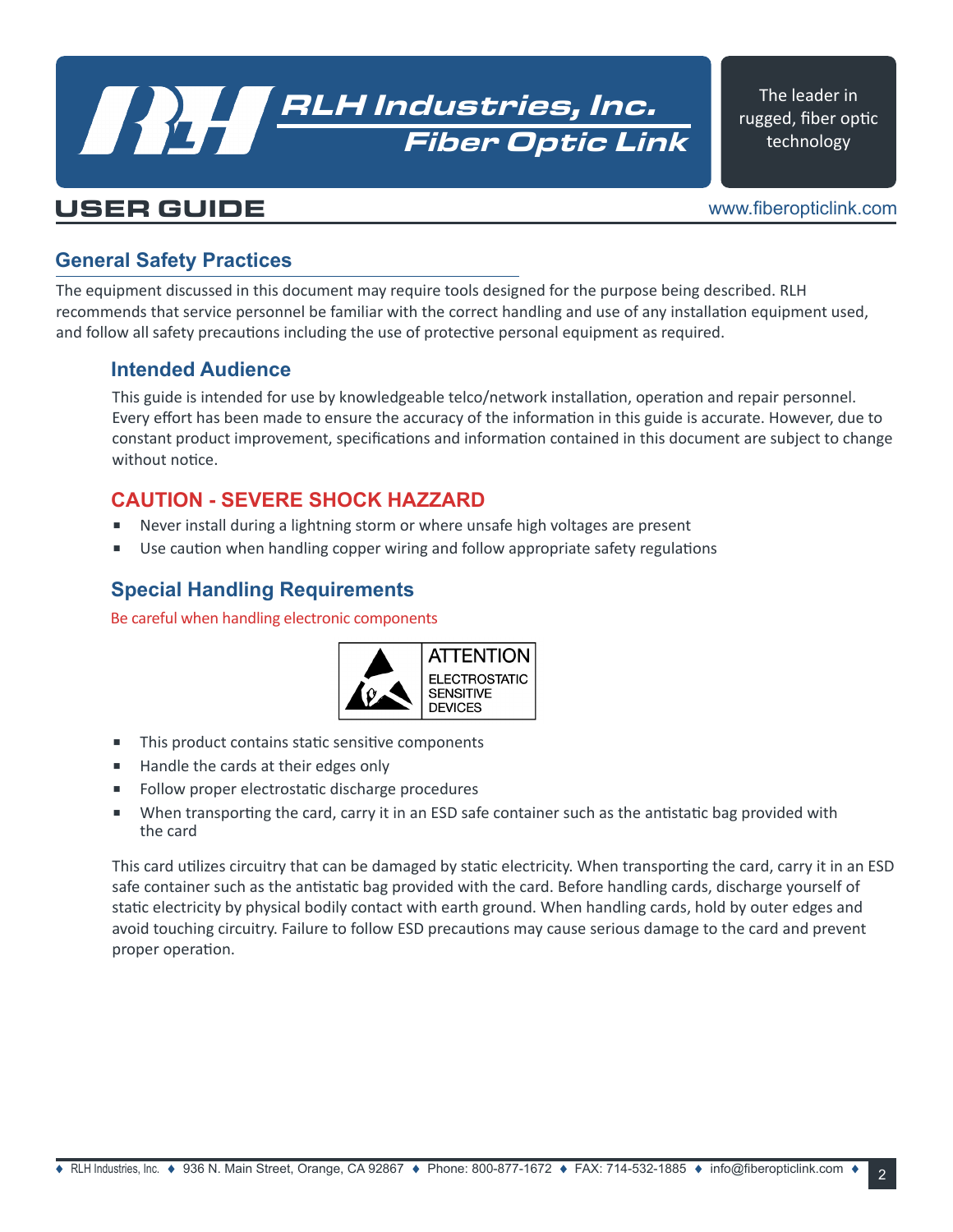## General Safety Practices

The equipment discussed in this document may require tools designed for the purpose being described. RLH recommends that service personnel be familiar with the correct handling and use of any installation equipment used, and follow all safety precautions including the use of protective personal equipment as required.

### Intended Audience

This guide is intended for use by knowledgeable telco/network installation, operation and repair personnel. Every effort has been made to ensure the accuracy of the information in this guide is accurate. However, due to constant product improvement, specifications and information contained in this document are subject to change without notice.

### CAUTION - SEVERE SHOCK HAZZARD

- Never install during a lightning storm or where unsafe high voltages are present
- Use caution when handling copper wiring and follow appropriate safety regulations

### Special Handling Requirements

Be careful when handling electronic components

ATTENTION
ELECTROSTATIC SENSITIVE DEVICES

- This product contains static sensitive components
- Handle the cards at their edges only
- Follow proper electrostatic discharge procedures
- When transporting the card, carry it in an ESD safe container such as the antistatic bag provided with the card

This card utilizes circuitry that can be damaged by static electricity. When transporting the card, carry it in an ESD safe container such as the antistatic bag provided with the card. Before handling cards, discharge yourself of static electricity by physical bodily contact with earth ground. When handling cards, hold by outer edges and avoid touching circuitry. Failure to follow ESD precautions may cause serious damage to the card and prevent proper operation.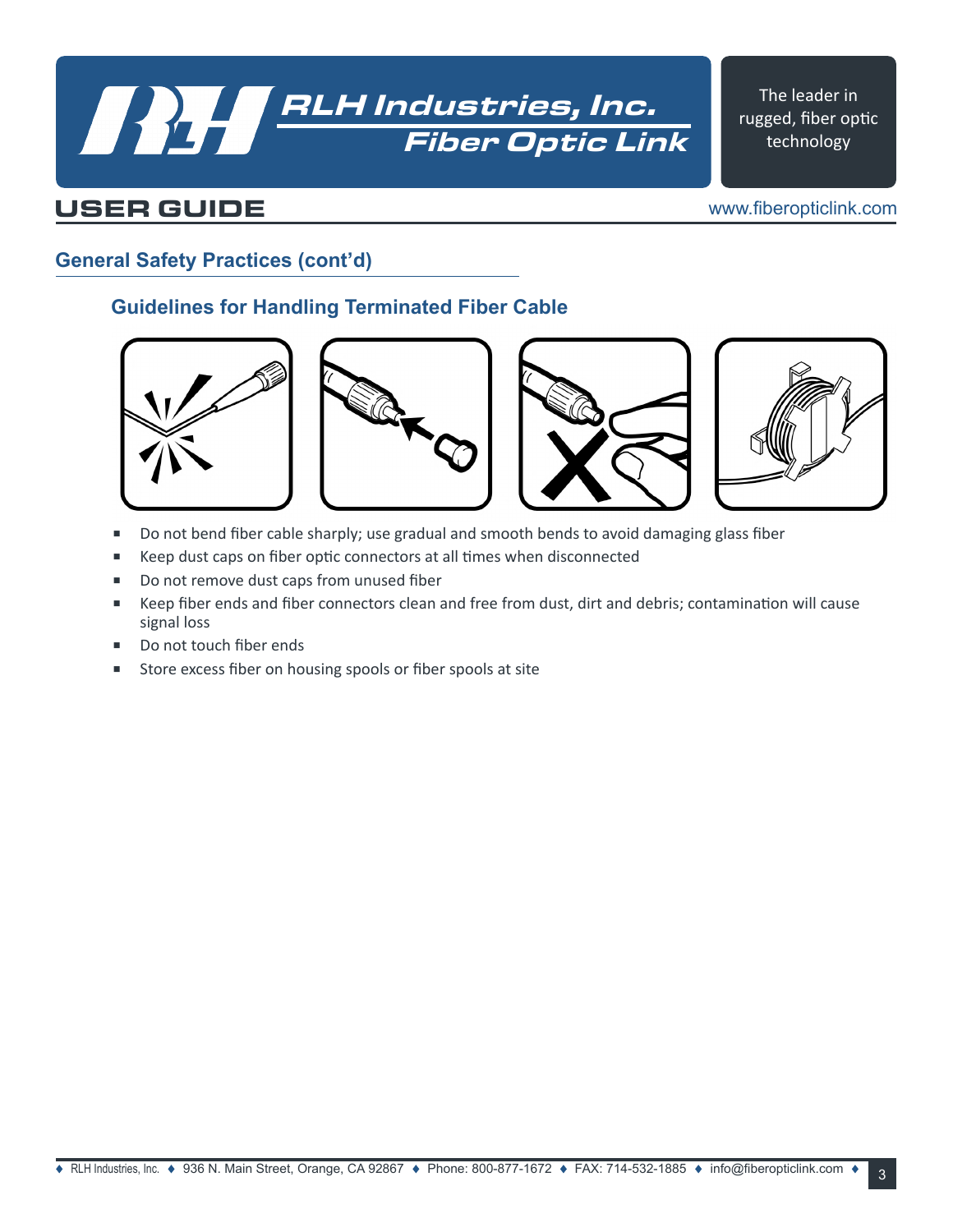## General Safety Practices (cont'd)

### Guidelines for Handling Terminated Fiber Cable

- Do not bend fiber cable sharply; use gradual and smooth bends to avoid damaging glass fiber
- Keep dust caps on fiber optic connectors at all times when disconnected
- Do not remove dust caps from unused fiber
- Keep fiber ends and fiber connectors clean and free from dust, dirt and debris; contamination will cause signal loss
- Do not touch fiber ends
- Store excess fiber on housing spools or fiber spools at site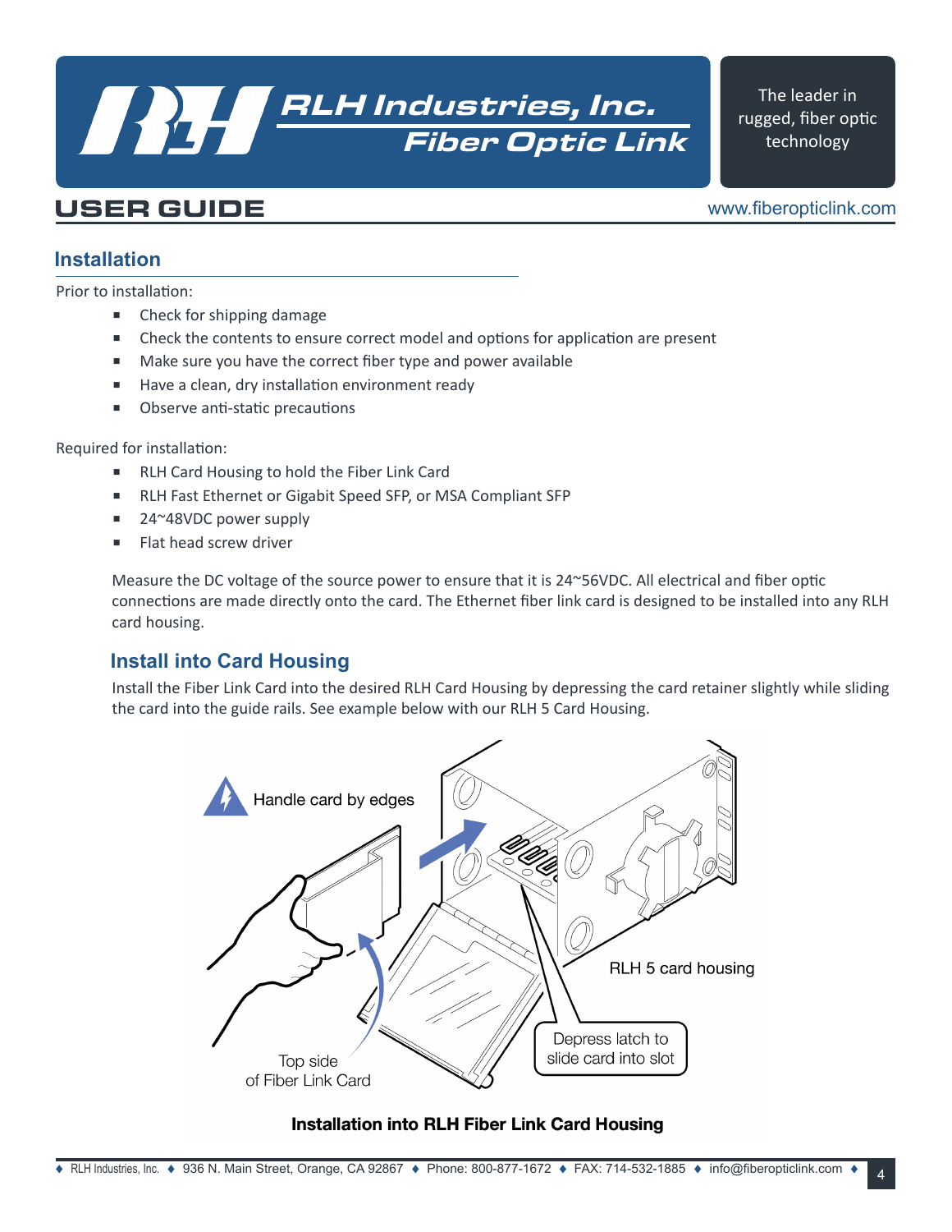## Installation

Prior to installation:

- Check for shipping damage
- Check the contents to ensure correct model and options for application are present
- Make sure you have the correct fiber type and power available
- Have a clean, dry installation environment ready
- Observe anti-static precautions

Required for installation:

- RLH Card Housing to hold the Fiber Link Card
- RLH Fast Ethernet or Gigabit Speed SFP, or MSA Compliant SFP
- 24~48VDC power supply
- Flat head screw driver

Measure the DC voltage of the source power to ensure that it is 24~56VDC. All electrical and fiber optic connections are made directly onto the card. The Ethernet fiber link card is designed to be installed into any RLH card housing.

### Install into Card Housing

Install the Fiber Link Card into the desired RLH Card Housing by depressing the card retainer slightly while sliding the card into the guide rails. See example below with our RLH 5 Card Housing.

Handle card by edges

Top side of Fiber Link Card

RLH 5 card housing

Depress latch to slide card into slot

**Installation into RLH Fiber Link Card Housing**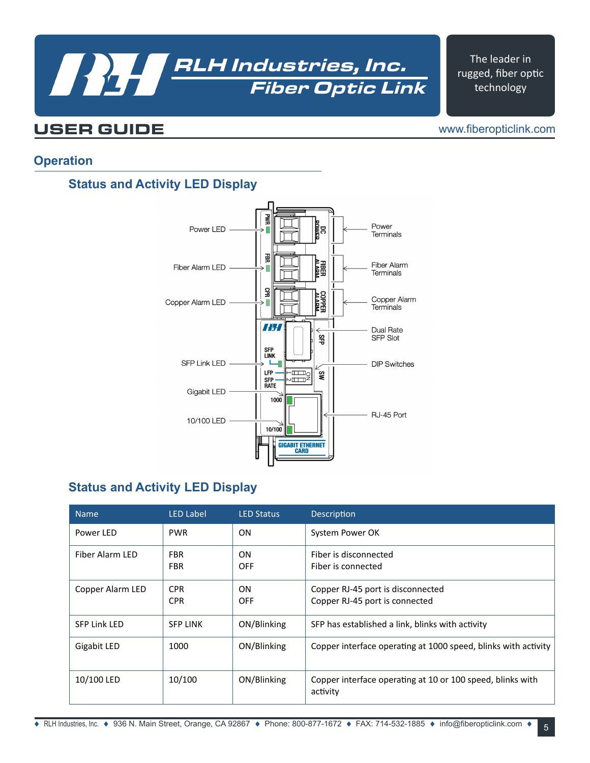## Operation

### Status and Activity LED Display

Power LED — Power Terminals
Fiber Alarm LED — Fiber Alarm Terminals
Copper Alarm LED — Copper Alarm Terminals
Dual Rate SFP Slot
SFP Link LED — DIP Switches
Gigabit LED
10/100 LED — RJ-45 Port

### Status and Activity LED Display

| Name | LED Label | LED Status | Description |
|---|---|---|---|
| Power LED | PWR | ON | System Power OK |
| Fiber Alarm LED | FBR<br>FBR | ON<br>OFF | Fiber is disconnected<br>Fiber is connected |
| Copper Alarm LED | CPR<br>CPR | ON<br>OFF | Copper RJ-45 port is disconnected<br>Copper RJ-45 port is connected |
| SFP Link LED | SFP LINK | ON/Blinking | SFP has established a link, blinks with activity |
| Gigabit LED | 1000 | ON/Blinking | Copper interface operating at 1000 speed, blinks with activity |
| 10/100 LED | 10/100 | ON/Blinking | Copper interface operating at 10 or 100 speed, blinks with activity |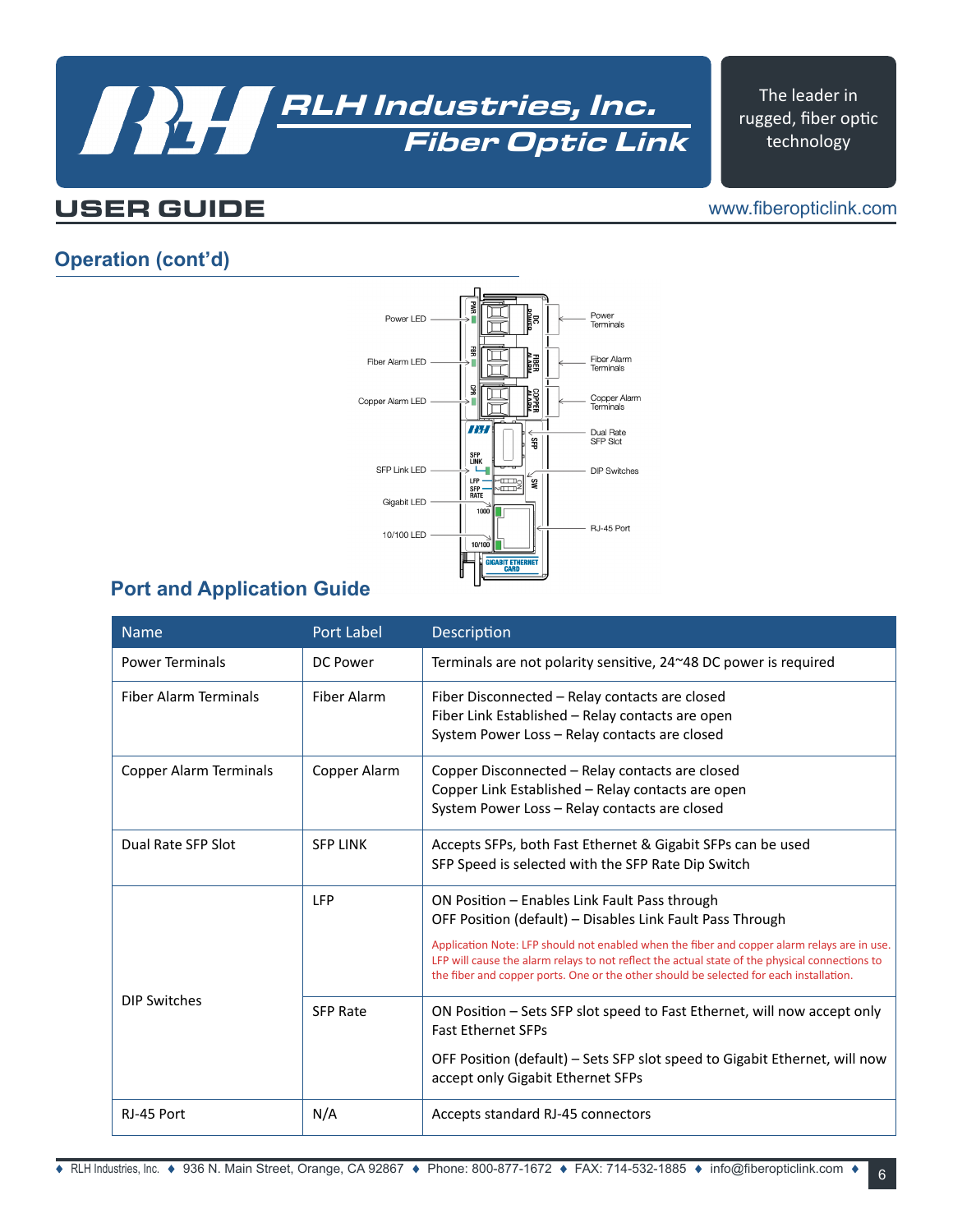## Operation (cont'd)

## Port and Application Guide

| Name | Port Label | Description |
|---|---|---|
| Power Terminals | DC Power | Terminals are not polarity sensitive, 24~48 DC power is required |
| Fiber Alarm Terminals | Fiber Alarm | Fiber Disconnected – Relay contacts are closed<br>Fiber Link Established – Relay contacts are open<br>System Power Loss – Relay contacts are closed |
| Copper Alarm Terminals | Copper Alarm | Copper Disconnected – Relay contacts are closed<br>Copper Link Established – Relay contacts are open<br>System Power Loss – Relay contacts are closed |
| Dual Rate SFP Slot | SFP LINK | Accepts SFPs, both Fast Ethernet & Gigabit SFPs can be used<br>SFP Speed is selected with the SFP Rate Dip Switch |
| DIP Switches | LFP | ON Position – Enables Link Fault Pass through<br>OFF Position (default) – Disables Link Fault Pass Through<br>Application Note: LFP should not enabled when the fiber and copper alarm relays are in use. LFP will cause the alarm relays to not reflect the actual state of the physical connections to the fiber and copper ports. One or the other should be selected for each installation. |
| | SFP Rate | ON Position – Sets SFP slot speed to Fast Ethernet, will now accept only Fast Ethernet SFPs<br>OFF Position (default) – Sets SFP slot speed to Gigabit Ethernet, will now accept only Gigabit Ethernet SFPs |
| RJ-45 Port | N/A | Accepts standard RJ-45 connectors |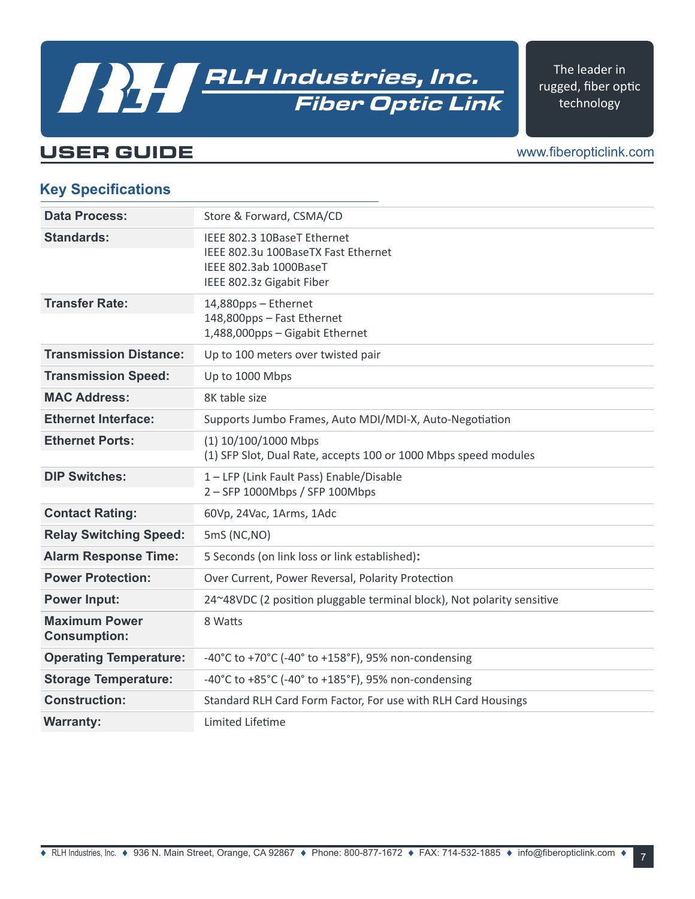## Key Specifications

| | |
|---|---|
| **Data Process:** | Store & Forward, CSMA/CD |
| **Standards:** | IEEE 802.3 10BaseT Ethernet<br>IEEE 802.3u 100BaseTX Fast Ethernet<br>IEEE 802.3ab 1000BaseT<br>IEEE 802.3z Gigabit Fiber |
| **Transfer Rate:** | 14,880pps – Ethernet<br>148,800pps – Fast Ethernet<br>1,488,000pps – Gigabit Ethernet |
| **Transmission Distance:** | Up to 100 meters over twisted pair |
| **Transmission Speed:** | Up to 1000 Mbps |
| **MAC Address:** | 8K table size |
| **Ethernet Interface:** | Supports Jumbo Frames, Auto MDI/MDI-X, Auto-Negotiation |
| **Ethernet Ports:** | (1) 10/100/1000 Mbps<br>(1) SFP Slot, Dual Rate, accepts 100 or 1000 Mbps speed modules |
| **DIP Switches:** | 1 – LFP (Link Fault Pass) Enable/Disable<br>2 – SFP 1000Mbps / SFP 100Mbps |
| **Contact Rating:** | 60Vp, 24Vac, 1Arms, 1Adc |
| **Relay Switching Speed:** | 5mS (NC,NO) |
| **Alarm Response Time:** | 5 Seconds (on link loss or link established): |
| **Power Protection:** | Over Current, Power Reversal, Polarity Protection |
| **Power Input:** | 24~48VDC (2 position pluggable terminal block), Not polarity sensitive |
| **Maximum Power Consumption:** | 8 Watts |
| **Operating Temperature:** | -40°C to +70°C (-40° to +158°F), 95% non-condensing |
| **Storage Temperature:** | -40°C to +85°C (-40° to +185°F), 95% non-condensing |
| **Construction:** | Standard RLH Card Form Factor, For use with RLH Card Housings |
| **Warranty:** | Limited Lifetime |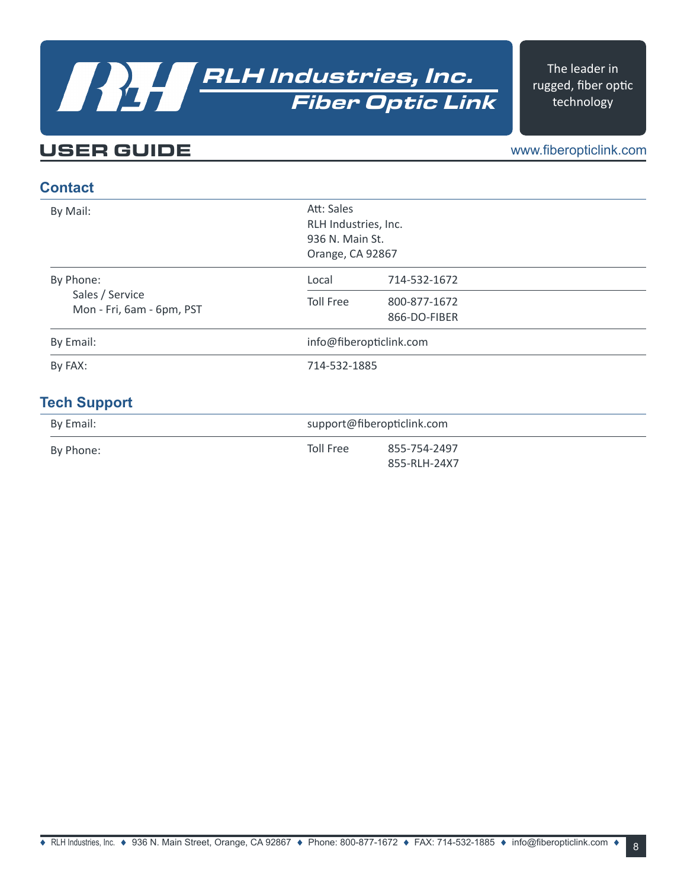## Contact

| | | |
|---|---|---|
| By Mail: | Att: Sales<br>RLH Industries, Inc.<br>936 N. Main St.<br>Orange, CA 92867 | |
| By Phone:<br>Sales / Service<br>Mon - Fri, 6am - 6pm, PST | Local | 714-532-1672 |
| | Toll Free | 800-877-1672<br>866-DO-FIBER |
| By Email: | info@fiberopticlink.com | |
| By FAX: | 714-532-1885 | |

## Tech Support

| | | |
|---|---|---|
| By Email: | support@fiberopticlink.com | |
| By Phone: | Toll Free | 855-754-2497<br>855-RLH-24X7 |